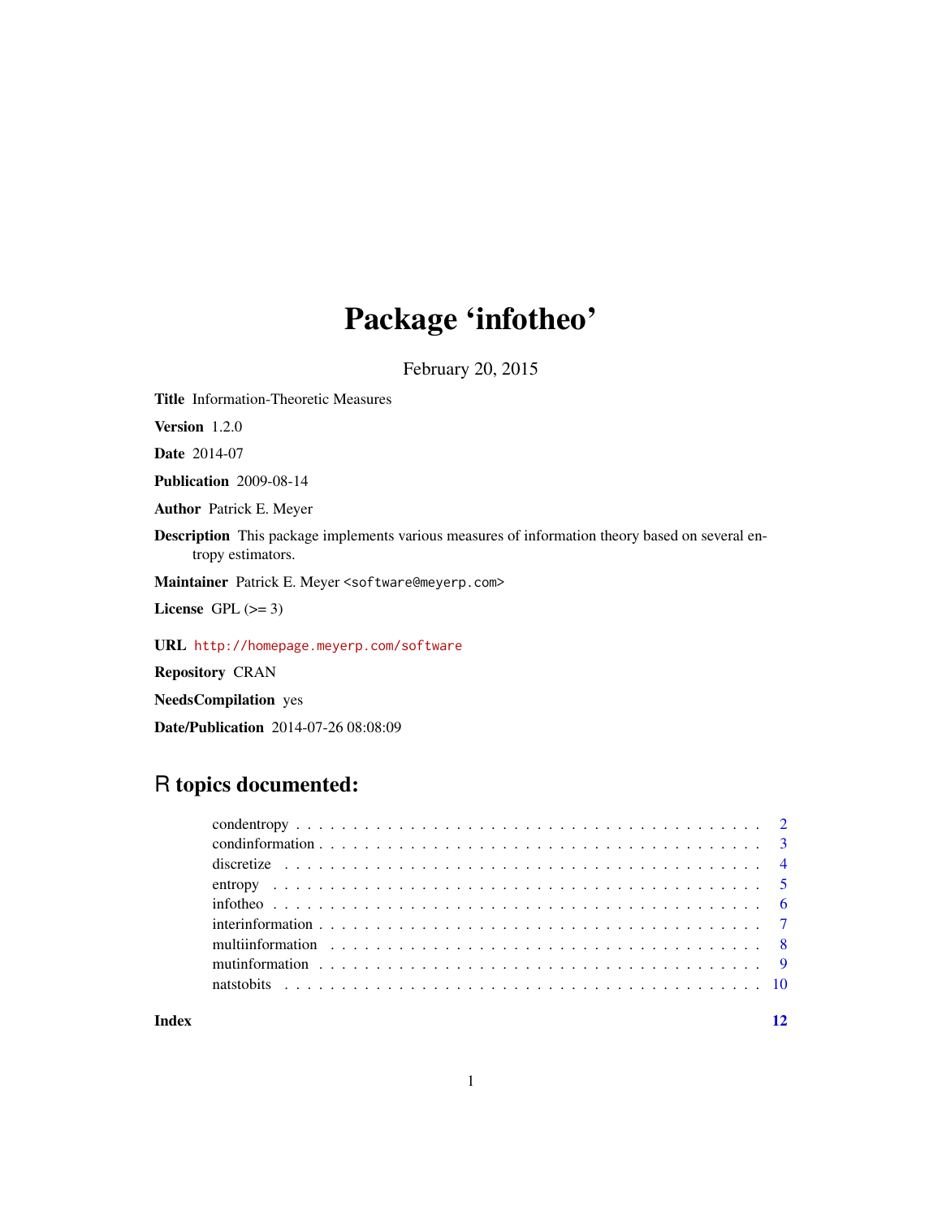# Package 'infotheo'

February 20, 2015

**Title** Information-Theoretic Measures

**Version** 1.2.0

**Date** 2014-07

**Publication** 2009-08-14

**Author** Patrick E. Meyer

**Description** This package implements various measures of information theory based on several entropy estimators.

**Maintainer** Patrick E. Meyer <software@meyerp.com>

**License** GPL (>= 3)

**URL** http://homepage.meyerp.com/software

**Repository** CRAN

**NeedsCompilation** yes

**Date/Publication** 2014-07-26 08:08:09

## R topics documented:

- condentropy . . . . . . . . . . . . . . . . . . . . . . . . . . . . . . . . . . . . . . . . . . 2
- condinformation . . . . . . . . . . . . . . . . . . . . . . . . . . . . . . . . . . . . . . . 3
- discretize . . . . . . . . . . . . . . . . . . . . . . . . . . . . . . . . . . . . . . . . . . . 4
- entropy . . . . . . . . . . . . . . . . . . . . . . . . . . . . . . . . . . . . . . . . . . . . 5
- infotheo . . . . . . . . . . . . . . . . . . . . . . . . . . . . . . . . . . . . . . . . . . . 6
- interinformation . . . . . . . . . . . . . . . . . . . . . . . . . . . . . . . . . . . . . . . 7
- multiinformation . . . . . . . . . . . . . . . . . . . . . . . . . . . . . . . . . . . . . . 8
- mutinformation . . . . . . . . . . . . . . . . . . . . . . . . . . . . . . . . . . . . . . . 9
- natstobits . . . . . . . . . . . . . . . . . . . . . . . . . . . . . . . . . . . . . . . . . . 10

**Index** **12**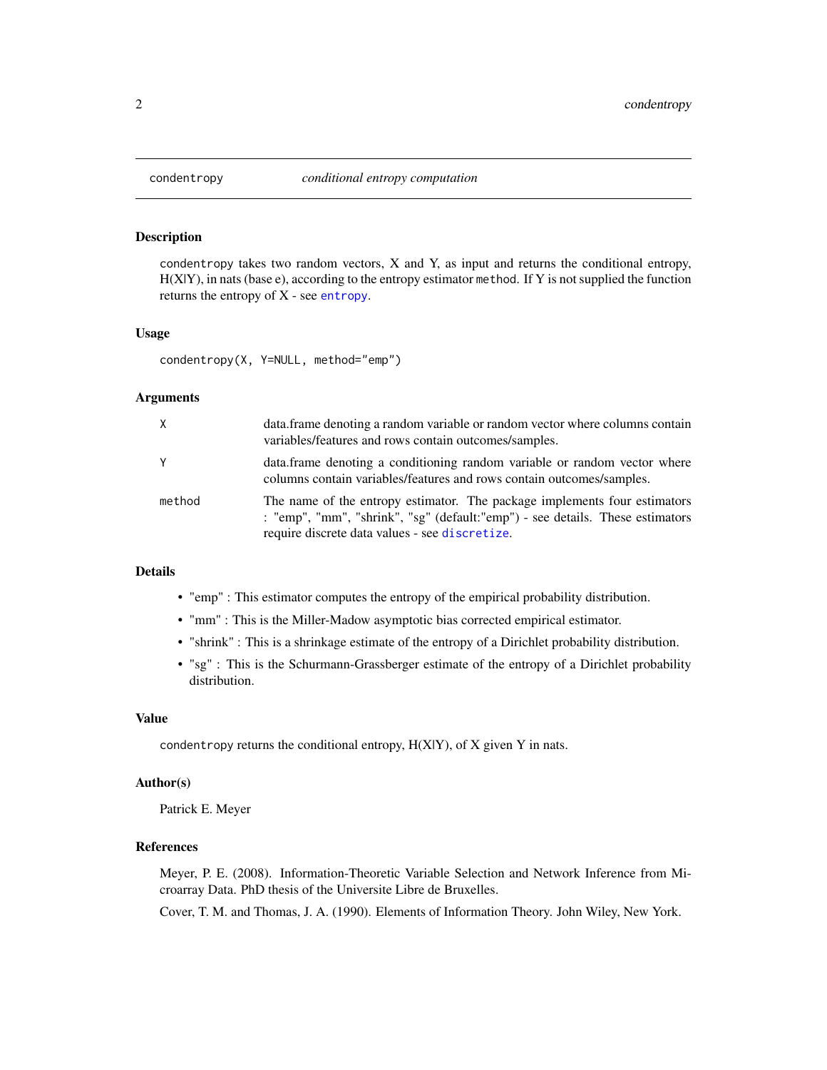# condentropy — *conditional entropy computation*

## Description

condentropy takes two random vectors, X and Y, as input and returns the conditional entropy, H(X|Y), in nats (base e), according to the entropy estimator method. If Y is not supplied the function returns the entropy of X - see entropy.

## Usage

```
condentropy(X, Y=NULL, method="emp")
```

## Arguments

| | |
|---|---|
| X | data.frame denoting a random variable or random vector where columns contain variables/features and rows contain outcomes/samples. |
| Y | data.frame denoting a conditioning random variable or random vector where columns contain variables/features and rows contain outcomes/samples. |
| method | The name of the entropy estimator. The package implements four estimators : "emp", "mm", "shrink", "sg" (default:"emp") - see details. These estimators require discrete data values - see discretize. |

## Details

- "emp" : This estimator computes the entropy of the empirical probability distribution.
- "mm" : This is the Miller-Madow asymptotic bias corrected empirical estimator.
- "shrink" : This is a shrinkage estimate of the entropy of a Dirichlet probability distribution.
- "sg" : This is the Schurmann-Grassberger estimate of the entropy of a Dirichlet probability distribution.

## Value

condentropy returns the conditional entropy, H(X|Y), of X given Y in nats.

## Author(s)

Patrick E. Meyer

## References

Meyer, P. E. (2008). Information-Theoretic Variable Selection and Network Inference from Microarray Data. PhD thesis of the Universite Libre de Bruxelles.

Cover, T. M. and Thomas, J. A. (1990). Elements of Information Theory. John Wiley, New York.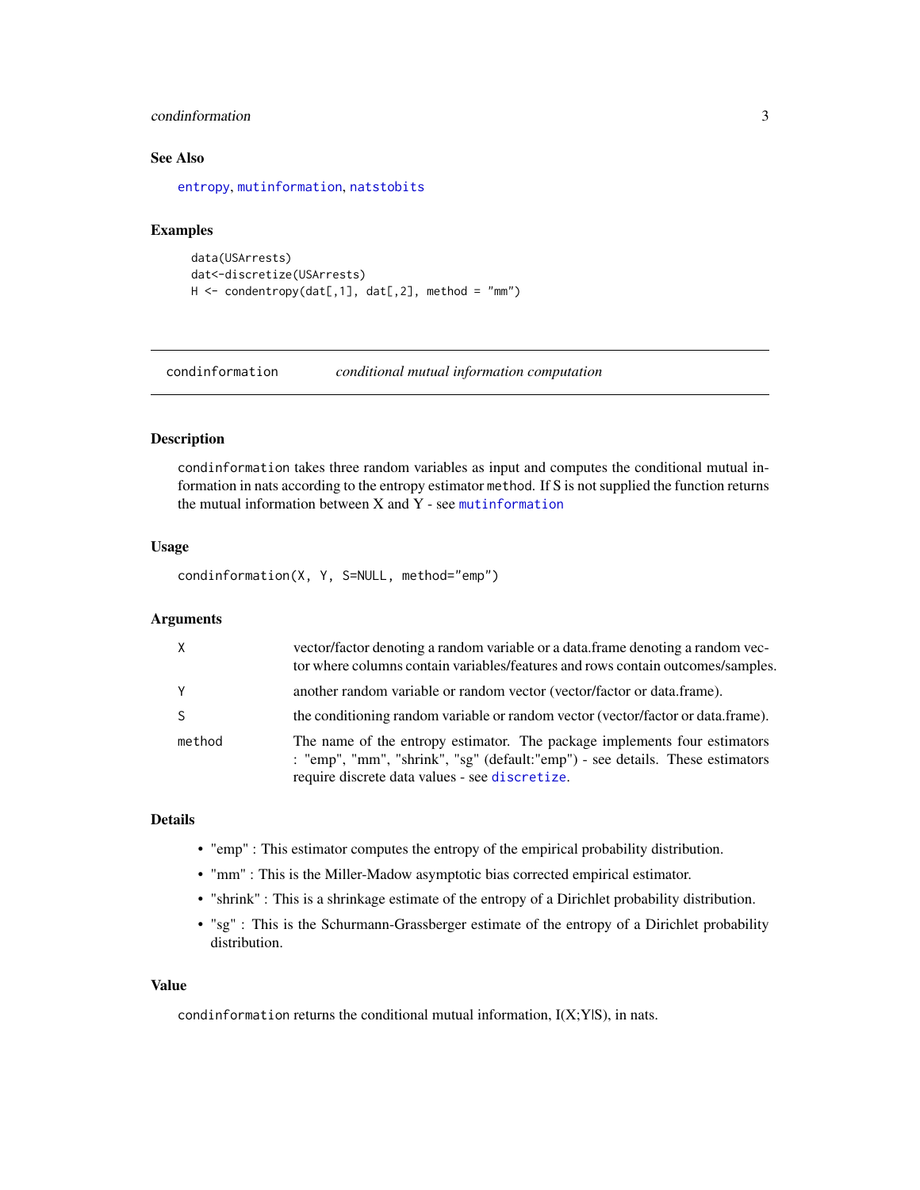## See Also

entropy, mutinformation, natstobits

## Examples

```
data(USArrests)
dat<-discretize(USArrests)
H <- condentropy(dat[,1], dat[,2], method = "mm")
```

---

# condinformation — *conditional mutual information computation*

---

## Description

condinformation takes three random variables as input and computes the conditional mutual information in nats according to the entropy estimator method. If S is not supplied the function returns the mutual information between X and Y - see mutinformation

## Usage

```
condinformation(X, Y, S=NULL, method="emp")
```

## Arguments

| | |
|---|---|
| X | vector/factor denoting a random variable or a data.frame denoting a random vector where columns contain variables/features and rows contain outcomes/samples. |
| Y | another random variable or random vector (vector/factor or data.frame). |
| S | the conditioning random variable or random vector (vector/factor or data.frame). |
| method | The name of the entropy estimator. The package implements four estimators : "emp", "mm", "shrink", "sg" (default:"emp") - see details. These estimators require discrete data values - see discretize. |

## Details

- "emp" : This estimator computes the entropy of the empirical probability distribution.
- "mm" : This is the Miller-Madow asymptotic bias corrected empirical estimator.
- "shrink" : This is a shrinkage estimate of the entropy of a Dirichlet probability distribution.
- "sg" : This is the Schurmann-Grassberger estimate of the entropy of a Dirichlet probability distribution.

## Value

condinformation returns the conditional mutual information, I(X;Y|S), in nats.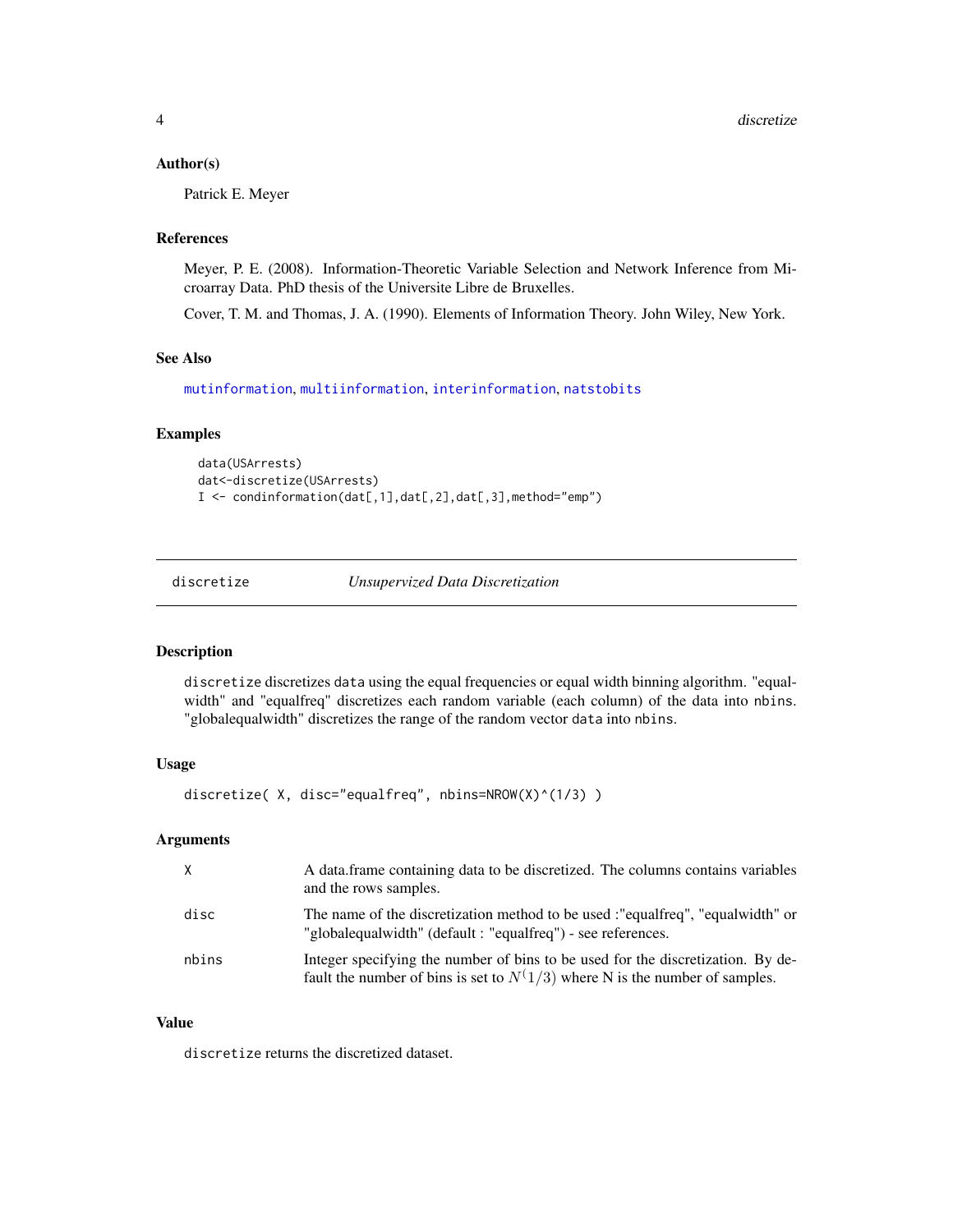### Author(s)

Patrick E. Meyer

### References

Meyer, P. E. (2008). Information-Theoretic Variable Selection and Network Inference from Microarray Data. PhD thesis of the Universite Libre de Bruxelles.

Cover, T. M. and Thomas, J. A. (1990). Elements of Information Theory. John Wiley, New York.

### See Also

mutinformation, multiinformation, interinformation, natstobits

### Examples

```
data(USArrests)
dat<-discretize(USArrests)
I <- condinformation(dat[,1],dat[,2],dat[,3],method="emp")
```

---

## discretize — *Unsupervized Data Discretization*

### Description

discretize discretizes data using the equal frequencies or equal width binning algorithm. "equalwidth" and "equalfreq" discretizes each random variable (each column) of the data into nbins. "globalequalwidth" discretizes the range of the random vector data into nbins.

### Usage

```
discretize( X, disc="equalfreq", nbins=NROW(X)^(1/3) )
```

### Arguments

| | |
|---|---|
| X | A data.frame containing data to be discretized. The columns contains variables and the rows samples. |
| disc | The name of the discretization method to be used :"equalfreq", "equalwidth" or "globalequalwidth" (default : "equalfreq") - see references. |
| nbins | Integer specifying the number of bins to be used for the discretization. By default the number of bins is set to $N^(1/3)$ where N is the number of samples. |

### Value

discretize returns the discretized dataset.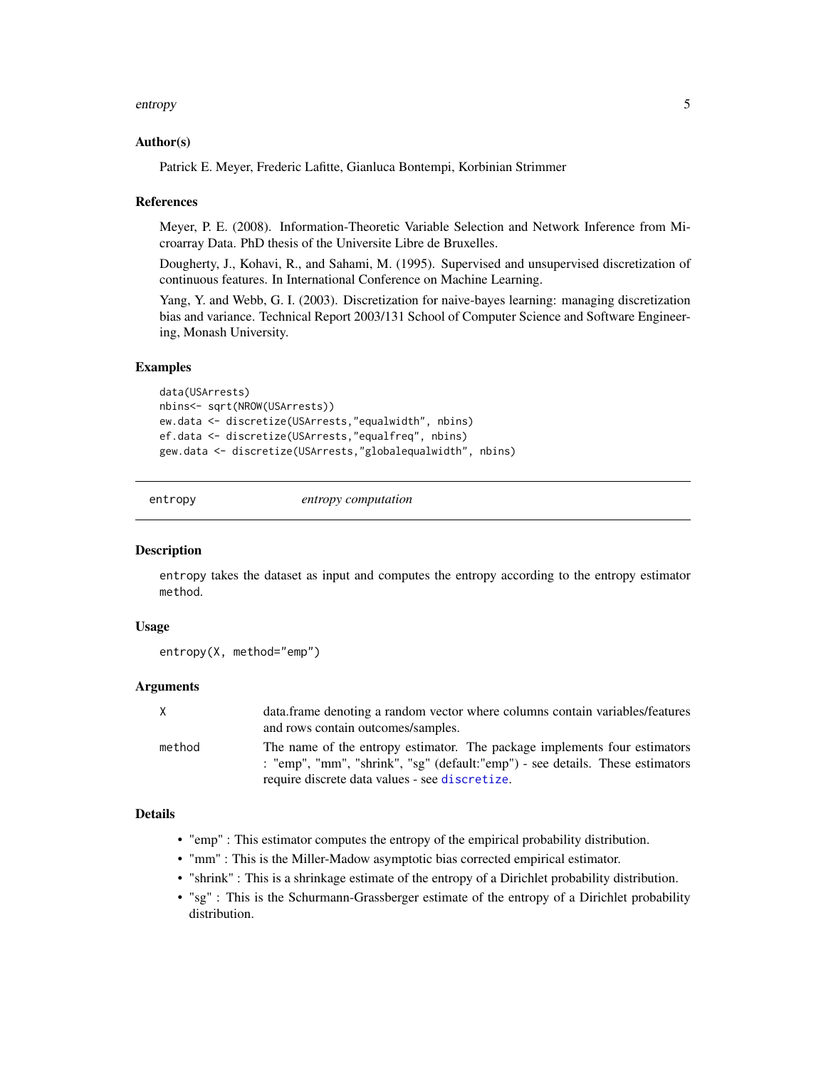### Author(s)

Patrick E. Meyer, Frederic Lafitte, Gianluca Bontempi, Korbinian Strimmer

### References

Meyer, P. E. (2008). Information-Theoretic Variable Selection and Network Inference from Microarray Data. PhD thesis of the Universite Libre de Bruxelles.

Dougherty, J., Kohavi, R., and Sahami, M. (1995). Supervised and unsupervised discretization of continuous features. In International Conference on Machine Learning.

Yang, Y. and Webb, G. I. (2003). Discretization for naive-bayes learning: managing discretization bias and variance. Technical Report 2003/131 School of Computer Science and Software Engineering, Monash University.

### Examples

```
data(USArrests)
nbins<- sqrt(NROW(USArrests))
ew.data <- discretize(USArrests,"equalwidth", nbins)
ef.data <- discretize(USArrests,"equalfreq", nbins)
gew.data <- discretize(USArrests,"globalequalwidth", nbins)
```

---

## entropy *entropy computation*

### Description

`entropy` takes the dataset as input and computes the entropy according to the entropy estimator `method`.

### Usage

```
entropy(X, method="emp")
```

### Arguments

| | |
|---|---|
| `X` | data.frame denoting a random vector where columns contain variables/features and rows contain outcomes/samples. |
| `method` | The name of the entropy estimator. The package implements four estimators : "emp", "mm", "shrink", "sg" (default:"emp") - see details. These estimators require discrete data values - see `discretize`. |

### Details

- "emp" : This estimator computes the entropy of the empirical probability distribution.
- "mm" : This is the Miller-Madow asymptotic bias corrected empirical estimator.
- "shrink" : This is a shrinkage estimate of the entropy of a Dirichlet probability distribution.
- "sg" : This is the Schurmann-Grassberger estimate of the entropy of a Dirichlet probability distribution.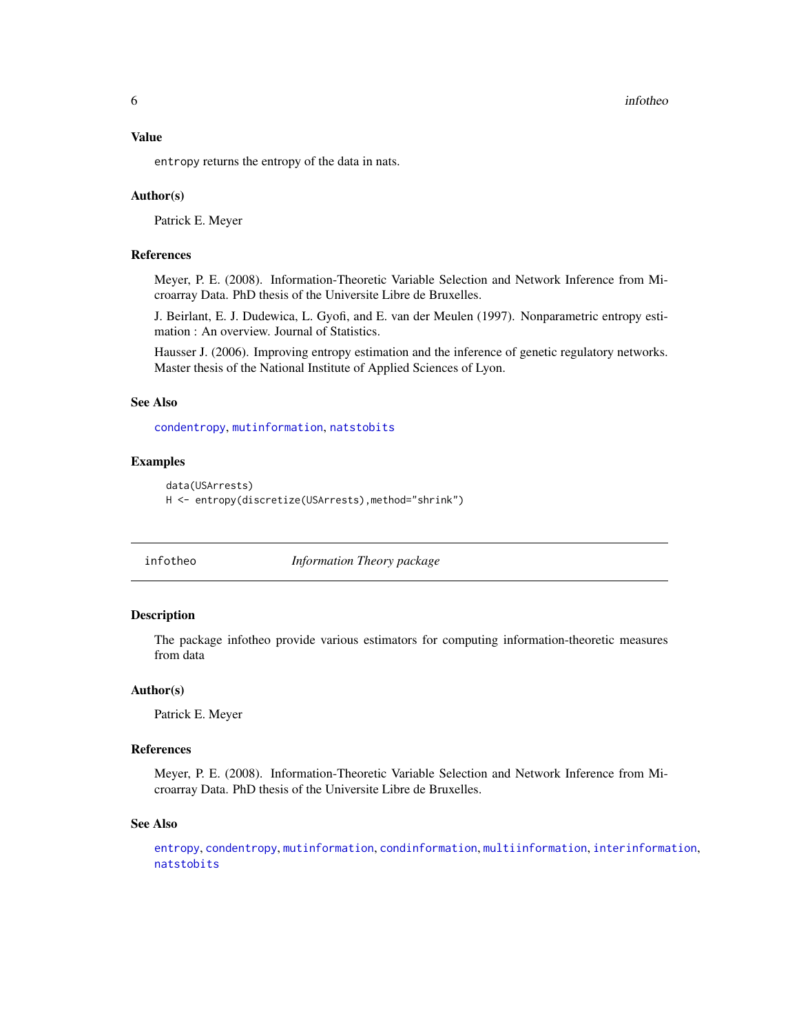### Value

`entropy` returns the entropy of the data in nats.

### Author(s)

Patrick E. Meyer

### References

Meyer, P. E. (2008). Information-Theoretic Variable Selection and Network Inference from Microarray Data. PhD thesis of the Universite Libre de Bruxelles.

J. Beirlant, E. J. Dudewica, L. Gyofi, and E. van der Meulen (1997). Nonparametric entropy estimation : An overview. Journal of Statistics.

Hausser J. (2006). Improving entropy estimation and the inference of genetic regulatory networks. Master thesis of the National Institute of Applied Sciences of Lyon.

### See Also

`condentropy`, `mutinformation`, `natstobits`

### Examples

```
data(USArrests)
H <- entropy(discretize(USArrests),method="shrink")
```

---

## infotheo — *Information Theory package*

---

### Description

The package infotheo provide various estimators for computing information-theoretic measures from data

### Author(s)

Patrick E. Meyer

### References

Meyer, P. E. (2008). Information-Theoretic Variable Selection and Network Inference from Microarray Data. PhD thesis of the Universite Libre de Bruxelles.

### See Also

`entropy`, `condentropy`, `mutinformation`, `condinformation`, `multiinformation`, `interinformation`, `natstobits`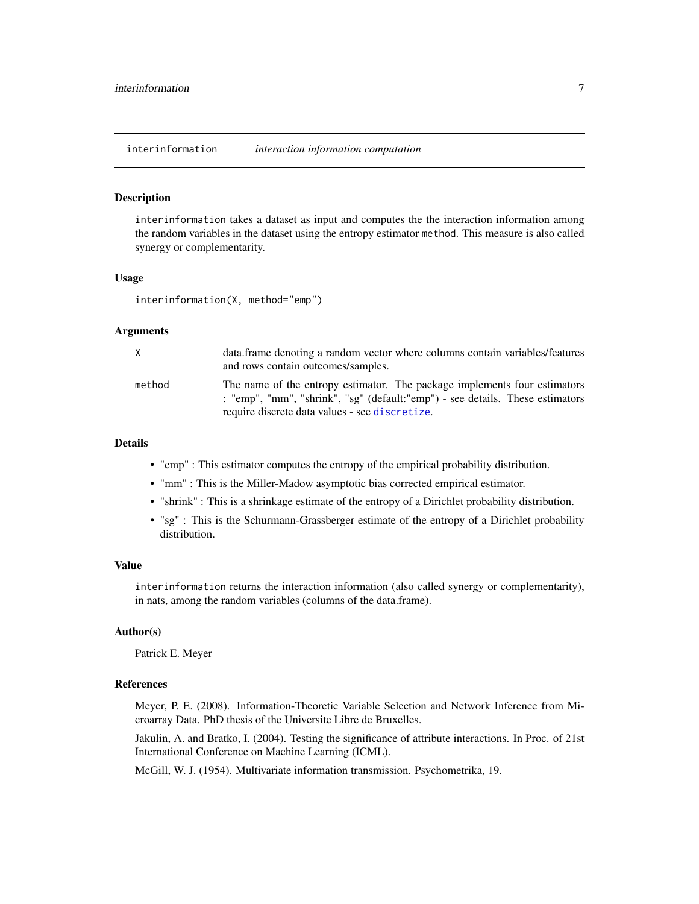## interinformation — *interaction information computation*

### Description

`interinformation` takes a dataset as input and computes the the interaction information among the random variables in the dataset using the entropy estimator `method`. This measure is also called synergy or complementarity.

### Usage

```
interinformation(X, method="emp")
```

### Arguments

| | |
|---|---|
| `X` | data.frame denoting a random vector where columns contain variables/features and rows contain outcomes/samples. |
| `method` | The name of the entropy estimator. The package implements four estimators : "emp", "mm", "shrink", "sg" (default:"emp") - see details. These estimators require discrete data values - see `discretize`. |

### Details

- "emp" : This estimator computes the entropy of the empirical probability distribution.
- "mm" : This is the Miller-Madow asymptotic bias corrected empirical estimator.
- "shrink" : This is a shrinkage estimate of the entropy of a Dirichlet probability distribution.
- "sg" : This is the Schurmann-Grassberger estimate of the entropy of a Dirichlet probability distribution.

### Value

`interinformation` returns the interaction information (also called synergy or complementarity), in nats, among the random variables (columns of the data.frame).

### Author(s)

Patrick E. Meyer

### References

Meyer, P. E. (2008). Information-Theoretic Variable Selection and Network Inference from Microarray Data. PhD thesis of the Universite Libre de Bruxelles.

Jakulin, A. and Bratko, I. (2004). Testing the significance of attribute interactions. In Proc. of 21st International Conference on Machine Learning (ICML).

McGill, W. J. (1954). Multivariate information transmission. Psychometrika, 19.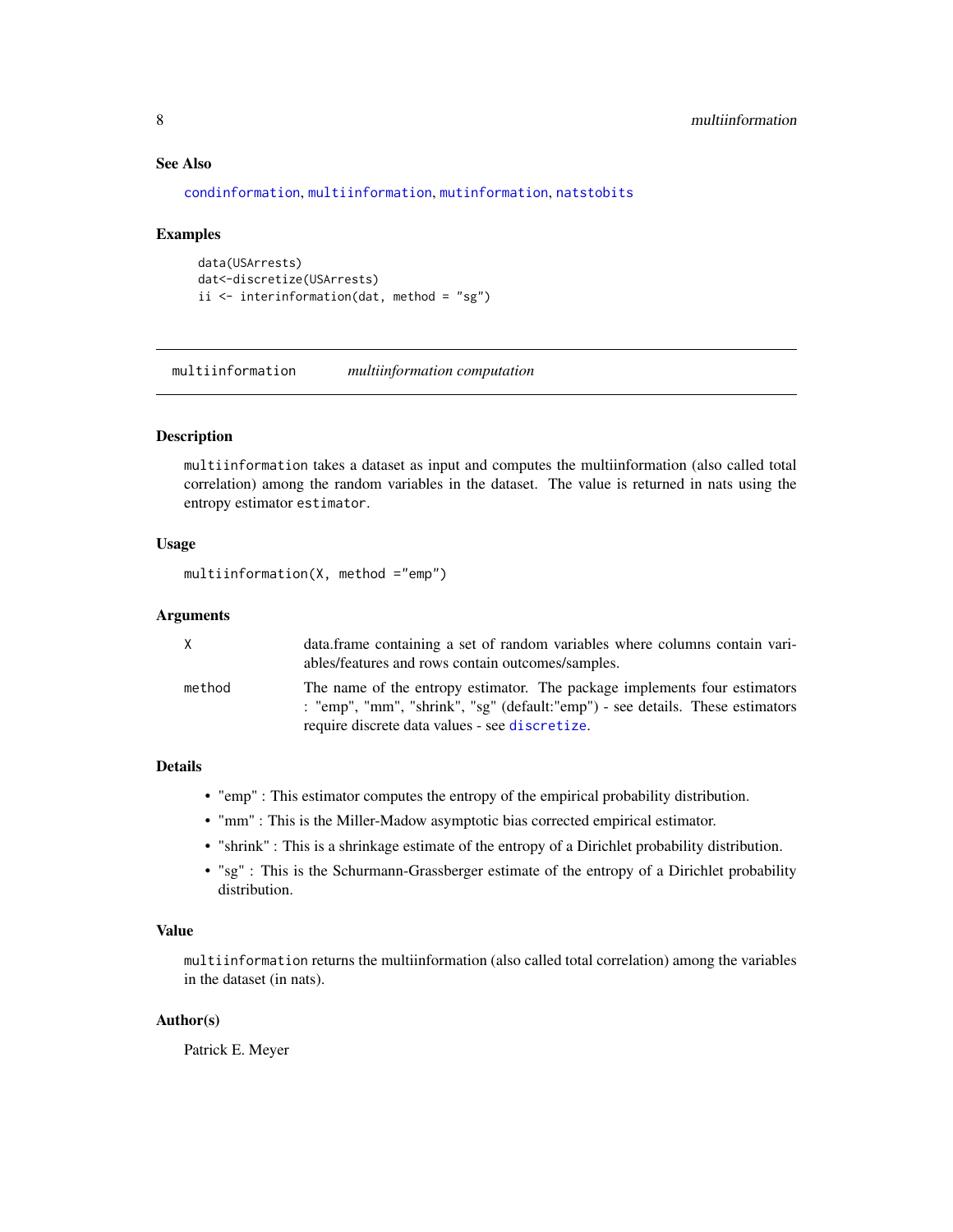### See Also

condinformation, multiinformation, mutinformation, natstobits

### Examples

```
data(USArrests)
dat<-discretize(USArrests)
ii <- interinformation(dat, method = "sg")
```

---

## multiinformation &nbsp;&nbsp;&nbsp; *multiinformation computation*

---

### Description

`multiinformation` takes a dataset as input and computes the multiinformation (also called total correlation) among the random variables in the dataset. The value is returned in nats using the entropy estimator `estimator`.

### Usage

```
multiinformation(X, method ="emp")
```

### Arguments

| | |
|---|---|
| `X` | data.frame containing a set of random variables where columns contain variables/features and rows contain outcomes/samples. |
| `method` | The name of the entropy estimator. The package implements four estimators : "emp", "mm", "shrink", "sg" (default:"emp") - see details. These estimators require discrete data values - see `discretize`. |

### Details

- "emp" : This estimator computes the entropy of the empirical probability distribution.
- "mm" : This is the Miller-Madow asymptotic bias corrected empirical estimator.
- "shrink" : This is a shrinkage estimate of the entropy of a Dirichlet probability distribution.
- "sg" : This is the Schurmann-Grassberger estimate of the entropy of a Dirichlet probability distribution.

### Value

`multiinformation` returns the multiinformation (also called total correlation) among the variables in the dataset (in nats).

### Author(s)

Patrick E. Meyer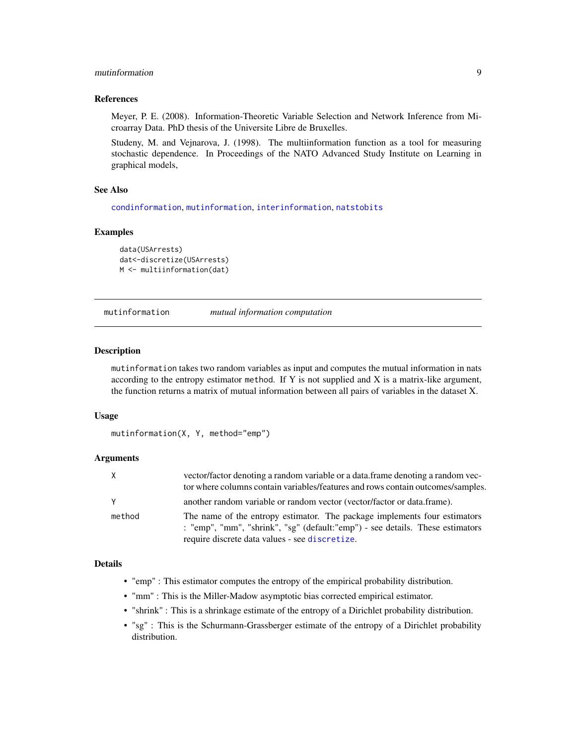### References

Meyer, P. E. (2008). Information-Theoretic Variable Selection and Network Inference from Microarray Data. PhD thesis of the Universite Libre de Bruxelles.

Studeny, M. and Vejnarova, J. (1998). The multiinformation function as a tool for measuring stochastic dependence. In Proceedings of the NATO Advanced Study Institute on Learning in graphical models,

### See Also

condinformation, mutinformation, interinformation, natstobits

### Examples

```
data(USArrests)
dat<-discretize(USArrests)
M <- multiinformation(dat)
```

---

## mutinformation — *mutual information computation*

### Description

mutinformation takes two random variables as input and computes the mutual information in nats according to the entropy estimator method. If Y is not supplied and X is a matrix-like argument, the function returns a matrix of mutual information between all pairs of variables in the dataset X.

### Usage

```
mutinformation(X, Y, method="emp")
```

### Arguments

| | |
|---|---|
| X | vector/factor denoting a random variable or a data.frame denoting a random vector where columns contain variables/features and rows contain outcomes/samples. |
| Y | another random variable or random vector (vector/factor or data.frame). |
| method | The name of the entropy estimator. The package implements four estimators : "emp", "mm", "shrink", "sg" (default:"emp") - see details. These estimators require discrete data values - see discretize. |

### Details

- "emp" : This estimator computes the entropy of the empirical probability distribution.
- "mm" : This is the Miller-Madow asymptotic bias corrected empirical estimator.
- "shrink" : This is a shrinkage estimate of the entropy of a Dirichlet probability distribution.
- "sg" : This is the Schurmann-Grassberger estimate of the entropy of a Dirichlet probability distribution.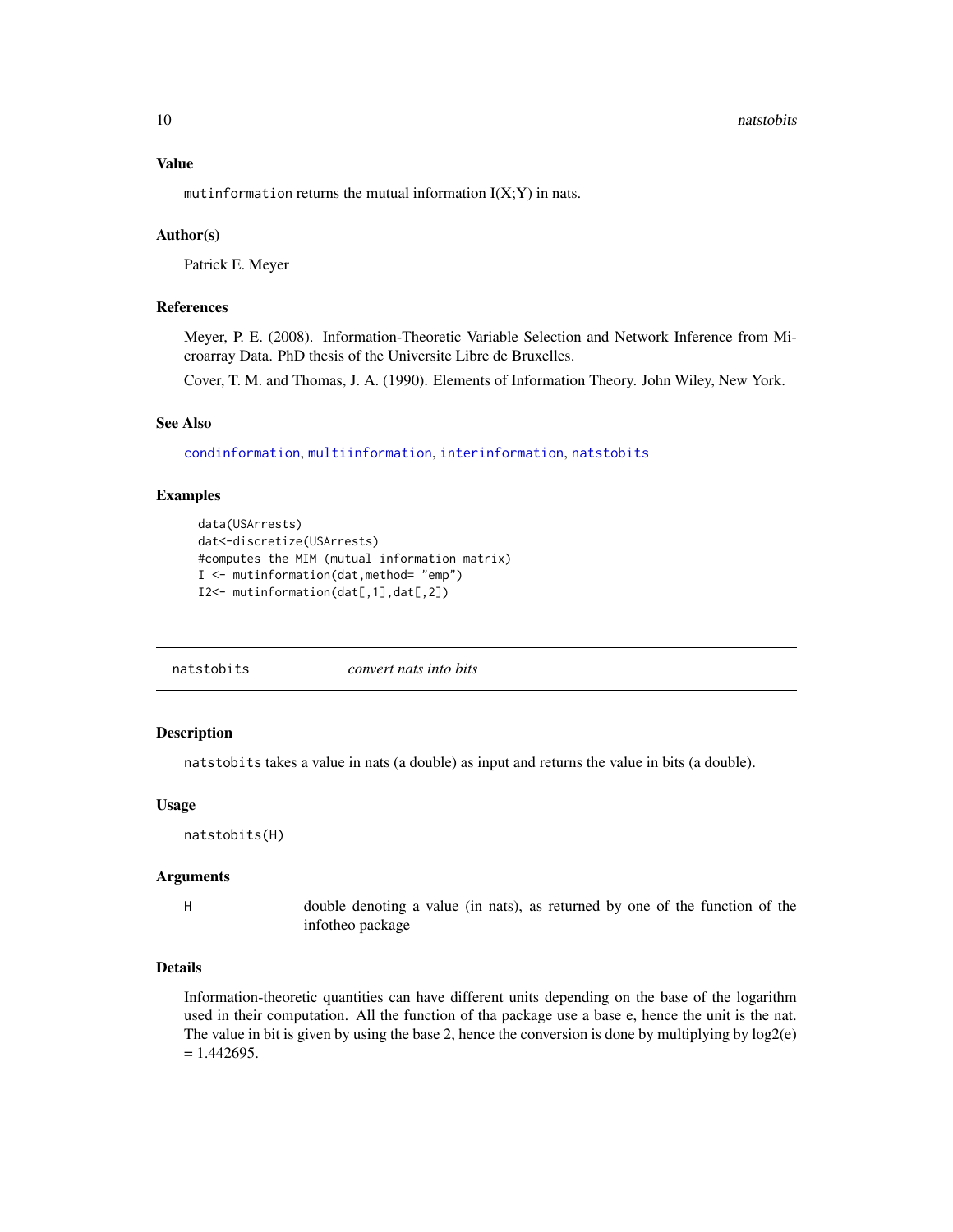### Value

mutinformation returns the mutual information I(X;Y) in nats.

### Author(s)

Patrick E. Meyer

### References

Meyer, P. E. (2008). Information-Theoretic Variable Selection and Network Inference from Microarray Data. PhD thesis of the Universite Libre de Bruxelles.

Cover, T. M. and Thomas, J. A. (1990). Elements of Information Theory. John Wiley, New York.

### See Also

condinformation, multiinformation, interinformation, natstobits

### Examples

```
data(USArrests)
dat<-discretize(USArrests)
#computes the MIM (mutual information matrix)
I <- mutinformation(dat,method= "emp")
I2<- mutinformation(dat[,1],dat[,2])
```

---

## natstobits — *convert nats into bits*

---

### Description

natstobits takes a value in nats (a double) as input and returns the value in bits (a double).

### Usage

```
natstobits(H)
```

### Arguments

| | |
|---|---|
| H | double denoting a value (in nats), as returned by one of the function of the infotheo package |

### Details

Information-theoretic quantities can have different units depending on the base of the logarithm used in their computation. All the function of tha package use a base e, hence the unit is the nat. The value in bit is given by using the base 2, hence the conversion is done by multiplying by log2(e) = 1.442695.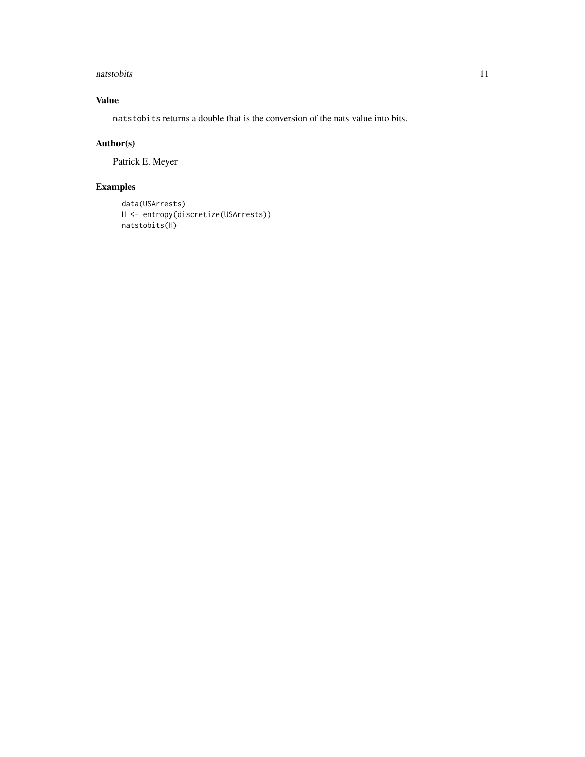## Value

`natstobits` returns a double that is the conversion of the nats value into bits.

## Author(s)

Patrick E. Meyer

## Examples

```
data(USArrests)
H <- entropy(discretize(USArrests))
natstobits(H)
```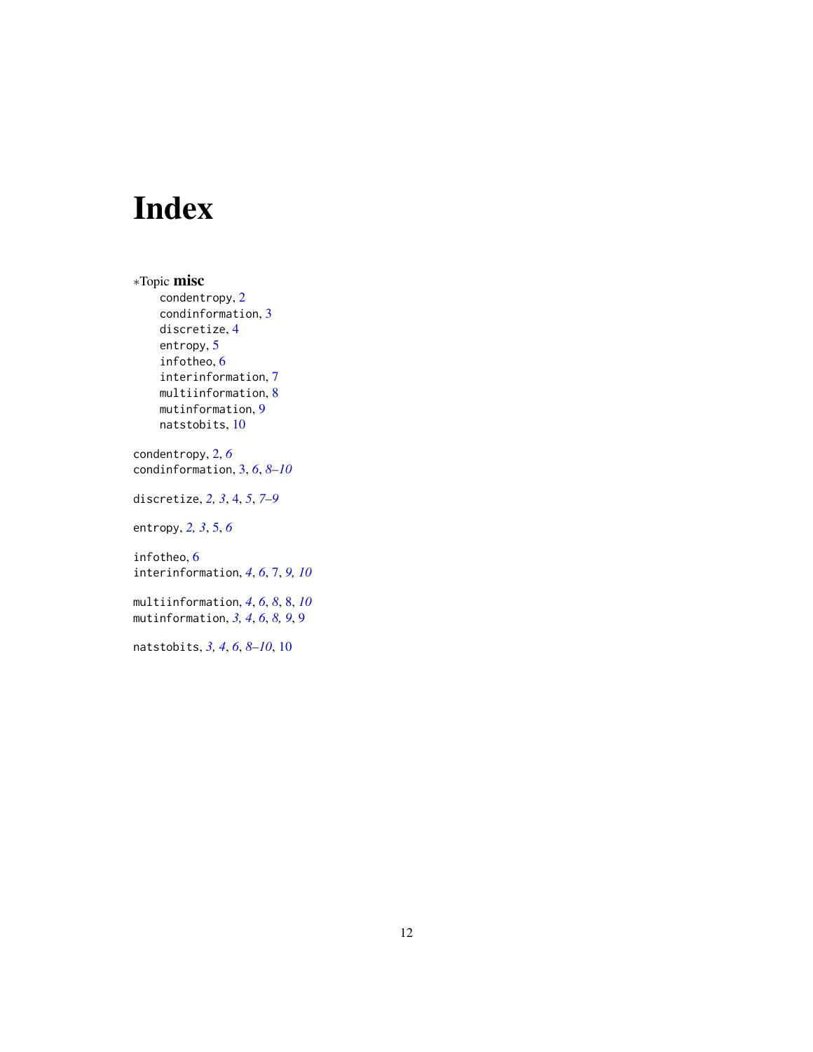# Index

∗Topic **misc**

- condentropy, 2
- condinformation, 3
- discretize, 4
- entropy, 5
- infotheo, 6
- interinformation, 7
- multiinformation, 8
- mutinformation, 9
- natstobits, 10

condentropy, 2, *6*
condinformation, 3, *6*, *8–10*

discretize, *2, 3*, 4, *5*, *7–9*

entropy, *2, 3*, 5, *6*

infotheo, 6
interinformation, *4*, *6*, 7, *9, 10*

multiinformation, *4*, *6*, *8*, 8, *10*
mutinformation, *3, 4*, *6*, *8, 9*, 9

natstobits, *3, 4*, *6*, *8–10*, 10